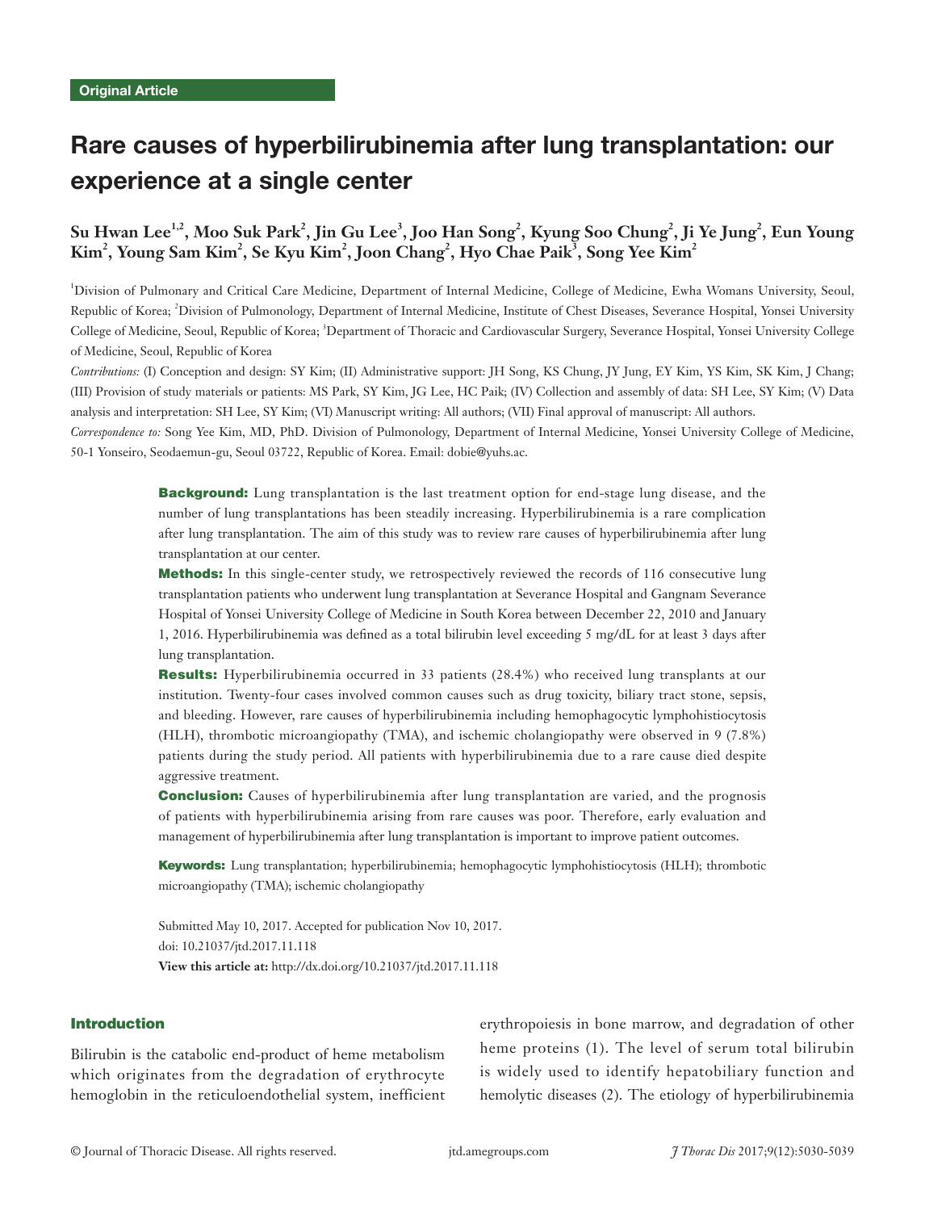Original Article

# Rare causes of hyperbilirubinemia after lung transplantation: our experience at a single center

**Su Hwan Lee[1,2], Moo Suk Park[2], Jin Gu Lee[3], Joo Han Song[2], Kyung Soo Chung[2], Ji Ye Jung[2], Eun Young Kim[2], Young Sam Kim[2], Se Kyu Kim[2], Joon Chang[2], Hyo Chae Paik[3], Song Yee Kim[2]**

[1]Division of Pulmonary and Critical Care Medicine, Department of Internal Medicine, College of Medicine, Ewha Womans University, Seoul, Republic of Korea; [2]Division of Pulmonology, Department of Internal Medicine, Institute of Chest Diseases, Severance Hospital, Yonsei University College of Medicine, Seoul, Republic of Korea; [3]Department of Thoracic and Cardiovascular Surgery, Severance Hospital, Yonsei University College of Medicine, Seoul, Republic of Korea

*Contributions:* (I) Conception and design: SY Kim; (II) Administrative support: JH Song, KS Chung, JY Jung, EY Kim, YS Kim, SK Kim, J Chang; (III) Provision of study materials or patients: MS Park, SY Kim, JG Lee, HC Paik; (IV) Collection and assembly of data: SH Lee, SY Kim; (V) Data analysis and interpretation: SH Lee, SY Kim; (VI) Manuscript writing: All authors; (VII) Final approval of manuscript: All authors.

*Correspondence to:* Song Yee Kim, MD, PhD. Division of Pulmonology, Department of Internal Medicine, Yonsei University College of Medicine, 50-1 Yonseiro, Seodaemun-gu, Seoul 03722, Republic of Korea. Email: dobie@yuhs.ac.

**Background:** Lung transplantation is the last treatment option for end-stage lung disease, and the number of lung transplantations has been steadily increasing. Hyperbilirubinemia is a rare complication after lung transplantation. The aim of this study was to review rare causes of hyperbilirubinemia after lung transplantation at our center.

**Methods:** In this single-center study, we retrospectively reviewed the records of 116 consecutive lung transplantation patients who underwent lung transplantation at Severance Hospital and Gangnam Severance Hospital of Yonsei University College of Medicine in South Korea between December 22, 2010 and January 1, 2016. Hyperbilirubinemia was defined as a total bilirubin level exceeding 5 mg/dL for at least 3 days after lung transplantation.

**Results:** Hyperbilirubinemia occurred in 33 patients (28.4%) who received lung transplants at our institution. Twenty-four cases involved common causes such as drug toxicity, biliary tract stone, sepsis, and bleeding. However, rare causes of hyperbilirubinemia including hemophagocytic lymphohistiocytosis (HLH), thrombotic microangiopathy (TMA), and ischemic cholangiopathy were observed in 9 (7.8%) patients during the study period. All patients with hyperbilirubinemia due to a rare cause died despite aggressive treatment.

**Conclusion:** Causes of hyperbilirubinemia after lung transplantation are varied, and the prognosis of patients with hyperbilirubinemia arising from rare causes was poor. Therefore, early evaluation and management of hyperbilirubinemia after lung transplantation is important to improve patient outcomes.

**Keywords:** Lung transplantation; hyperbilirubinemia; hemophagocytic lymphohistiocytosis (HLH); thrombotic microangiopathy (TMA); ischemic cholangiopathy

Submitted May 10, 2017. Accepted for publication Nov 10, 2017.
doi: 10.21037/jtd.2017.11.118
**View this article at:** http://dx.doi.org/10.21037/jtd.2017.11.118

## Introduction

Bilirubin is the catabolic end-product of heme metabolism which originates from the degradation of erythrocyte hemoglobin in the reticuloendothelial system, inefficient erythropoiesis in bone marrow, and degradation of other heme proteins (1). The level of serum total bilirubin is widely used to identify hepatobiliary function and hemolytic diseases (2). The etiology of hyperbilirubinemia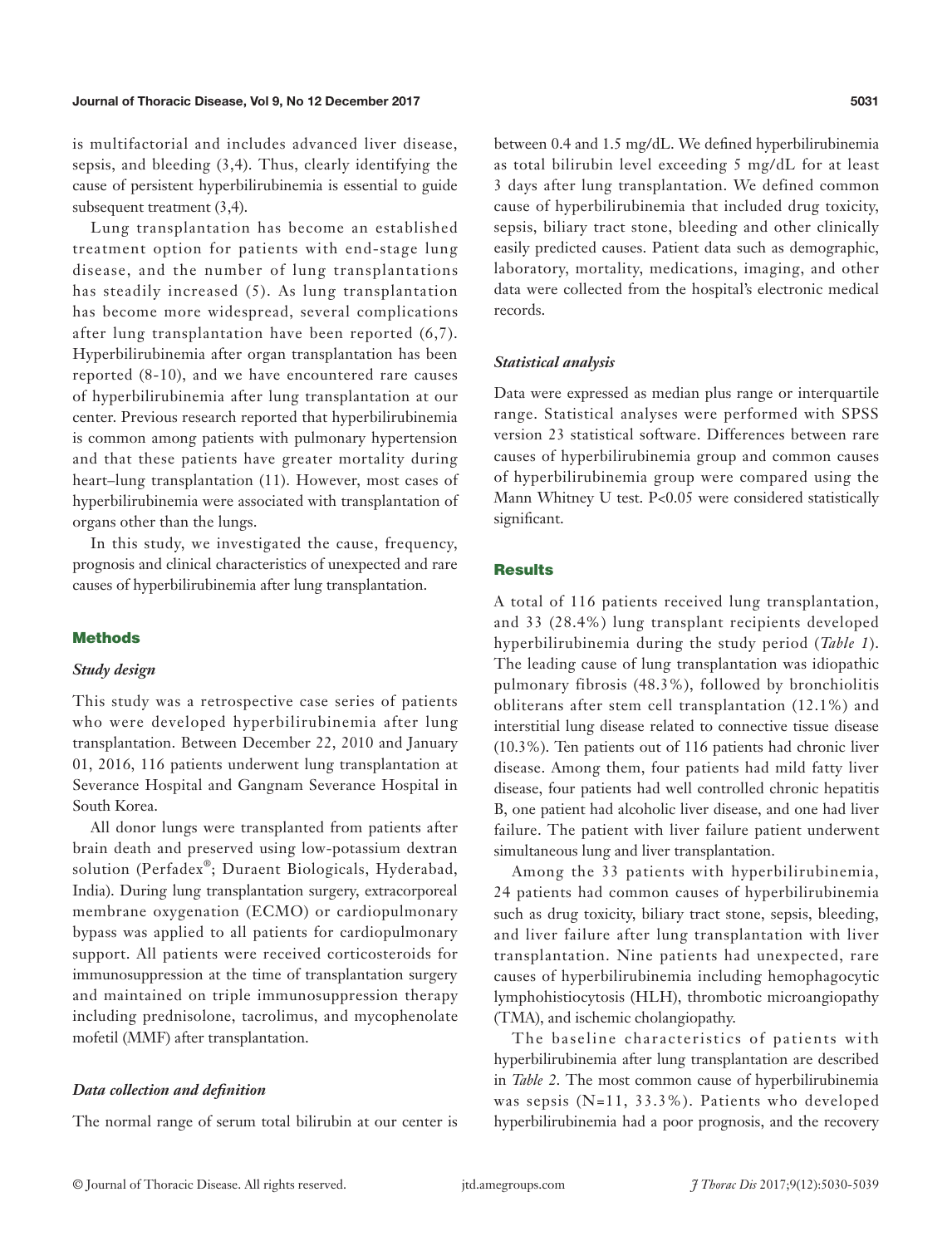is multifactorial and includes advanced liver disease, sepsis, and bleeding (3,4). Thus, clearly identifying the cause of persistent hyperbilirubinemia is essential to guide subsequent treatment (3,4).

Lung transplantation has become an established treatment option for patients with end-stage lung disease, and the number of lung transplantations has steadily increased (5). As lung transplantation has become more widespread, several complications after lung transplantation have been reported (6,7). Hyperbilirubinemia after organ transplantation has been reported (8-10), and we have encountered rare causes of hyperbilirubinemia after lung transplantation at our center. Previous research reported that hyperbilirubinemia is common among patients with pulmonary hypertension and that these patients have greater mortality during heart–lung transplantation (11). However, most cases of hyperbilirubinemia were associated with transplantation of organs other than the lungs.

In this study, we investigated the cause, frequency, prognosis and clinical characteristics of unexpected and rare causes of hyperbilirubinemia after lung transplantation.

## Methods

### *Study design*

This study was a retrospective case series of patients who were developed hyperbilirubinemia after lung transplantation. Between December 22, 2010 and January 01, 2016, 116 patients underwent lung transplantation at Severance Hospital and Gangnam Severance Hospital in South Korea.

All donor lungs were transplanted from patients after brain death and preserved using low-potassium dextran solution (Perfadex®; Duraent Biologicals, Hyderabad, India). During lung transplantation surgery, extracorporeal membrane oxygenation (ECMO) or cardiopulmonary bypass was applied to all patients for cardiopulmonary support. All patients were received corticosteroids for immunosuppression at the time of transplantation surgery and maintained on triple immunosuppression therapy including prednisolone, tacrolimus, and mycophenolate mofetil (MMF) after transplantation.

### *Data collection and definition*

The normal range of serum total bilirubin at our center is between 0.4 and 1.5 mg/dL. We defined hyperbilirubinemia as total bilirubin level exceeding 5 mg/dL for at least 3 days after lung transplantation. We defined common cause of hyperbilirubinemia that included drug toxicity, sepsis, biliary tract stone, bleeding and other clinically easily predicted causes. Patient data such as demographic, laboratory, mortality, medications, imaging, and other data were collected from the hospital's electronic medical records.

### *Statistical analysis*

Data were expressed as median plus range or interquartile range. Statistical analyses were performed with SPSS version 23 statistical software. Differences between rare causes of hyperbilirubinemia group and common causes of hyperbilirubinemia group were compared using the Mann Whitney U test. $P<0.05$ were considered statistically significant.

## Results

A total of 116 patients received lung transplantation, and 33 (28.4%) lung transplant recipients developed hyperbilirubinemia during the study period (*Table 1*). The leading cause of lung transplantation was idiopathic pulmonary fibrosis (48.3%), followed by bronchiolitis obliterans after stem cell transplantation (12.1%) and interstitial lung disease related to connective tissue disease (10.3%). Ten patients out of 116 patients had chronic liver disease. Among them, four patients had mild fatty liver disease, four patients had well controlled chronic hepatitis B, one patient had alcoholic liver disease, and one had liver failure. The patient with liver failure patient underwent simultaneous lung and liver transplantation.

Among the 33 patients with hyperbilirubinemia, 24 patients had common causes of hyperbilirubinemia such as drug toxicity, biliary tract stone, sepsis, bleeding, and liver failure after lung transplantation with liver transplantation. Nine patients had unexpected, rare causes of hyperbilirubinemia including hemophagocytic lymphohistiocytosis (HLH), thrombotic microangiopathy (TMA), and ischemic cholangiopathy.

The baseline characteristics of patients with hyperbilirubinemia after lung transplantation are described in *Table 2*. The most common cause of hyperbilirubinemia was sepsis (N=11, 33.3%). Patients who developed hyperbilirubinemia had a poor prognosis, and the recovery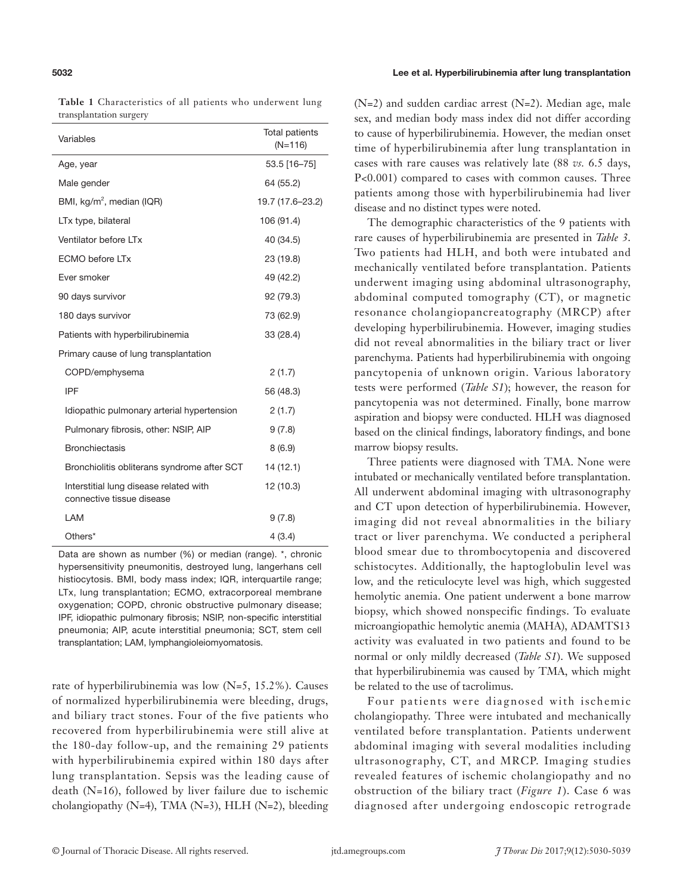**Table 1** Characteristics of all patients who underwent lung transplantation surgery

| Variables | Total patients (N=116) |
|---|---|
| Age, year | 53.5 [16–75] |
| Male gender | 64 (55.2) |
| BMI, kg/m$^2$, median (IQR) | 19.7 (17.6–23.2) |
| LTx type, bilateral | 106 (91.4) |
| Ventilator before LTx | 40 (34.5) |
| ECMO before LTx | 23 (19.8) |
| Ever smoker | 49 (42.2) |
| 90 days survivor | 92 (79.3) |
| 180 days survivor | 73 (62.9) |
| Patients with hyperbilirubinemia | 33 (28.4) |
| Primary cause of lung transplantation | |
| COPD/emphysema | 2 (1.7) |
| IPF | 56 (48.3) |
| Idiopathic pulmonary arterial hypertension | 2 (1.7) |
| Pulmonary fibrosis, other: NSIP, AIP | 9 (7.8) |
| Bronchiectasis | 8 (6.9) |
| Bronchiolitis obliterans syndrome after SCT | 14 (12.1) |
| Interstitial lung disease related with connective tissue disease | 12 (10.3) |
| LAM | 9 (7.8) |
| Others* | 4 (3.4) |

Data are shown as number (%) or median (range). *, chronic hypersensitivity pneumonitis, destroyed lung, langerhans cell histiocytosis. BMI, body mass index; IQR, interquartile range; LTx, lung transplantation; ECMO, extracorporeal membrane oxygenation; COPD, chronic obstructive pulmonary disease; IPF, idiopathic pulmonary fibrosis; NSIP, non-specific interstitial pneumonia; AIP, acute interstitial pneumonia; SCT, stem cell transplantation; LAM, lymphangioleiomyomatosis.

rate of hyperbilirubinemia was low (N=5, 15.2%). Causes of normalized hyperbilirubinemia were bleeding, drugs, and biliary tract stones. Four of the five patients who recovered from hyperbilirubinemia were still alive at the 180-day follow-up, and the remaining 29 patients with hyperbilirubinemia expired within 180 days after lung transplantation. Sepsis was the leading cause of death (N=16), followed by liver failure due to ischemic cholangiopathy (N=4), TMA (N=3), HLH (N=2), bleeding (N=2) and sudden cardiac arrest (N=2). Median age, male sex, and median body mass index did not differ according to cause of hyperbilirubinemia. However, the median onset time of hyperbilirubinemia after lung transplantation in cases with rare causes was relatively late (88 *vs.* 6.5 days, P<0.001) compared to cases with common causes. Three patients among those with hyperbilirubinemia had liver disease and no distinct types were noted.

The demographic characteristics of the 9 patients with rare causes of hyperbilirubinemia are presented in *Table 3*. Two patients had HLH, and both were intubated and mechanically ventilated before transplantation. Patients underwent imaging using abdominal ultrasonography, abdominal computed tomography (CT), or magnetic resonance cholangiopancreatography (MRCP) after developing hyperbilirubinemia. However, imaging studies did not reveal abnormalities in the biliary tract or liver parenchyma. Patients had hyperbilirubinemia with ongoing pancytopenia of unknown origin. Various laboratory tests were performed (*Table S1*); however, the reason for pancytopenia was not determined. Finally, bone marrow aspiration and biopsy were conducted. HLH was diagnosed based on the clinical findings, laboratory findings, and bone marrow biopsy results.

Three patients were diagnosed with TMA. None were intubated or mechanically ventilated before transplantation. All underwent abdominal imaging with ultrasonography and CT upon detection of hyperbilirubinemia. However, imaging did not reveal abnormalities in the biliary tract or liver parenchyma. We conducted a peripheral blood smear due to thrombocytopenia and discovered schistocytes. Additionally, the haptoglobulin level was low, and the reticulocyte level was high, which suggested hemolytic anemia. One patient underwent a bone marrow biopsy, which showed nonspecific findings. To evaluate microangiopathic hemolytic anemia (MAHA), ADAMTS13 activity was evaluated in two patients and found to be normal or only mildly decreased (*Table S1*). We supposed that hyperbilirubinemia was caused by TMA, which might be related to the use of tacrolimus.

Four patients were diagnosed with ischemic cholangiopathy. Three were intubated and mechanically ventilated before transplantation. Patients underwent abdominal imaging with several modalities including ultrasonography, CT, and MRCP. Imaging studies revealed features of ischemic cholangiopathy and no obstruction of the biliary tract (*Figure 1*). Case 6 was diagnosed after undergoing endoscopic retrograde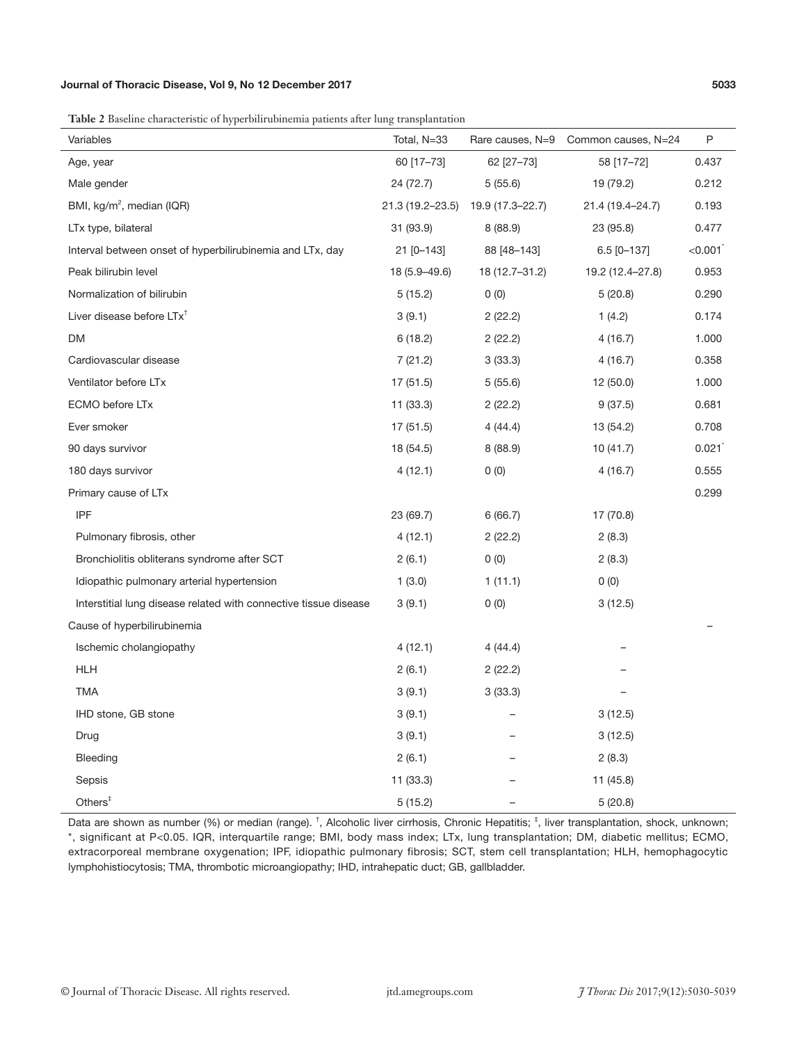**Table 2** Baseline characteristic of hyperbilirubinemia patients after lung transplantation

| Variables | Total, N=33 | Rare causes, N=9 | Common causes, N=24 | P |
|---|---|---|---|---|
| Age, year | 60 [17–73] | 62 [27–73] | 58 [17–72] | 0.437 |
| Male gender | 24 (72.7) | 5 (55.6) | 19 (79.2) | 0.212 |
| BMI, kg/m$^2$, median (IQR) | 21.3 (19.2–23.5) | 19.9 (17.3–22.7) | 21.4 (19.4–24.7) | 0.193 |
| LTx type, bilateral | 31 (93.9) | 8 (88.9) | 23 (95.8) | 0.477 |
| Interval between onset of hyperbilirubinemia and LTx, day | 21 [0–143] | 88 [48–143] | 6.5 [0–137] | <0.001* |
| Peak bilirubin level | 18 (5.9–49.6) | 18 (12.7–31.2) | 19.2 (12.4–27.8) | 0.953 |
| Normalization of bilirubin | 5 (15.2) | 0 (0) | 5 (20.8) | 0.290 |
| Liver disease before LTx† | 3 (9.1) | 2 (22.2) | 1 (4.2) | 0.174 |
| DM | 6 (18.2) | 2 (22.2) | 4 (16.7) | 1.000 |
| Cardiovascular disease | 7 (21.2) | 3 (33.3) | 4 (16.7) | 0.358 |
| Ventilator before LTx | 17 (51.5) | 5 (55.6) | 12 (50.0) | 1.000 |
| ECMO before LTx | 11 (33.3) | 2 (22.2) | 9 (37.5) | 0.681 |
| Ever smoker | 17 (51.5) | 4 (44.4) | 13 (54.2) | 0.708 |
| 90 days survivor | 18 (54.5) | 8 (88.9) | 10 (41.7) | 0.021* |
| 180 days survivor | 4 (12.1) | 0 (0) | 4 (16.7) | 0.555 |
| Primary cause of LTx | | | | 0.299 |
| IPF | 23 (69.7) | 6 (66.7) | 17 (70.8) | |
| Pulmonary fibrosis, other | 4 (12.1) | 2 (22.2) | 2 (8.3) | |
| Bronchiolitis obliterans syndrome after SCT | 2 (6.1) | 0 (0) | 2 (8.3) | |
| Idiopathic pulmonary arterial hypertension | 1 (3.0) | 1 (11.1) | 0 (0) | |
| Interstitial lung disease related with connective tissue disease | 3 (9.1) | 0 (0) | 3 (12.5) | |
| Cause of hyperbilirubinemia | | | | – |
| Ischemic cholangiopathy | 4 (12.1) | 4 (44.4) | – | |
| HLH | 2 (6.1) | 2 (22.2) | – | |
| TMA | 3 (9.1) | 3 (33.3) | – | |
| IHD stone, GB stone | 3 (9.1) | – | 3 (12.5) | |
| Drug | 3 (9.1) | – | 3 (12.5) | |
| Bleeding | 2 (6.1) | – | 2 (8.3) | |
| Sepsis | 11 (33.3) | – | 11 (45.8) | |
| Others‡ | 5 (15.2) | – | 5 (20.8) | |

Data are shown as number (%) or median (range). †, Alcoholic liver cirrhosis, Chronic Hepatitis; ‡, liver transplantation, shock, unknown; *, significant at P<0.05. IQR, interquartile range; BMI, body mass index; LTx, lung transplantation; DM, diabetic mellitus; ECMO, extracorporeal membrane oxygenation; IPF, idiopathic pulmonary fibrosis; SCT, stem cell transplantation; HLH, hemophagocytic lymphohistiocytosis; TMA, thrombotic microangiopathy; IHD, intrahepatic duct; GB, gallbladder.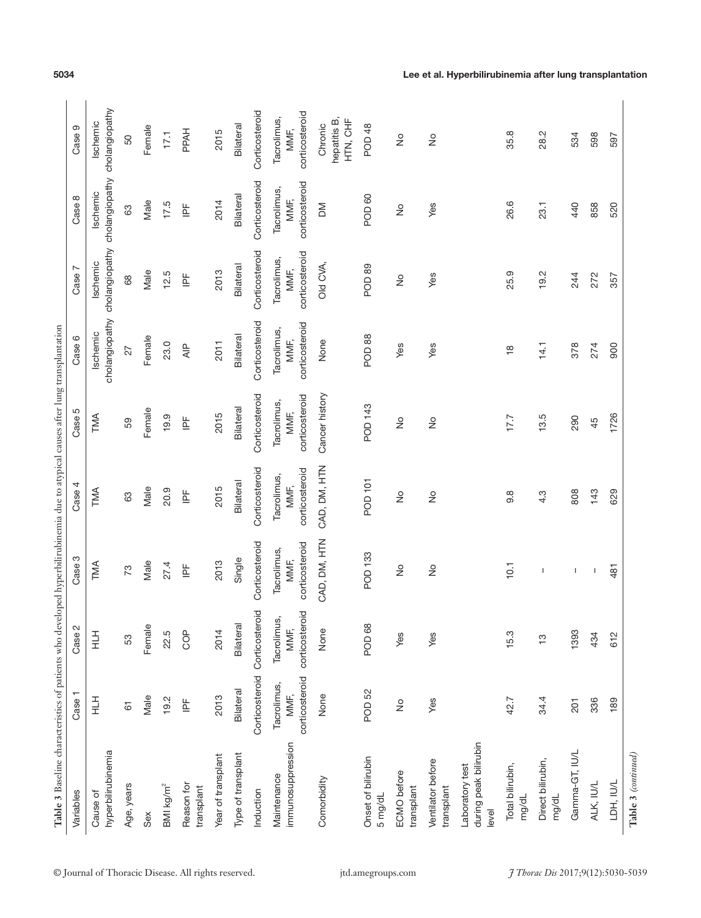**Table 3** Baseline characteristics of patients who developed hyperbilirubinemia due to atypical causes after lung transplantation

| Variables | Case 1 | Case 2 | Case 3 | Case 4 | Case 5 | Case 6 | Case 7 | Case 8 | Case 9 |
|---|---|---|---|---|---|---|---|---|---|
| Cause of hyperbilirubinemia | HLH | HLH | TMA | TMA | TMA | Ischemic cholangiopathy | Ischemic cholangiopathy | Ischemic cholangiopathy | Ischemic cholangiopathy |
| Age, years | 61 | 53 | 73 | 63 | 59 | 27 | 68 | 63 | 50 |
| Sex | Male | Female | Male | Male | Female | Female | Male | Male | Female |
| BMI kg/m$^2$ | 19.2 | 22.5 | 27.4 | 20.9 | 19.9 | 23.0 | 12.5 | 17.5 | 17.1 |
| Reason for transplant | IPF | COP | IPF | IPF | IPF | AIP | IPF | IPF | PPAH |
| Year of transplant | 2013 | 2014 | 2013 | 2015 | 2015 | 2011 | 2013 | 2014 | 2015 |
| Type of transplant | Bilateral | Bilateral | Single | Bilateral | Bilateral | Bilateral | Bilateral | Bilateral | Bilateral |
| Induction | Corticosteroid | Corticosteroid | Corticosteroid | Corticosteroid | Corticosteroid | Corticosteroid | Corticosteroid | Corticosteroid | Corticosteroid |
| Maintenance immunosuppression | Tacrolimus, MMF, corticosteroid | Tacrolimus, MMF, corticosteroid | Tacrolimus, MMF, corticosteroid | Tacrolimus, MMF, corticosteroid | Tacrolimus, MMF, corticosteroid | Tacrolimus, MMF, corticosteroid | Tacrolimus, MMF, corticosteroid | Tacrolimus, MMF, corticosteroid | Tacrolimus, MMF, corticosteroid |
| Comorbidity | None | None | CAD, DM, HTN | CAD, DM, HTN | Cancer history | None | Old CVA, | DM | Chronic hepatitis B, HTN, CHF |
| Onset of bilirubin 5 mg/dL | POD 52 | POD 68 | POD 133 | POD 101 | POD 143 | POD 88 | POD 89 | POD 60 | POD 48 |
| ECMO before transplant | No | Yes | No | No | No | Yes | No | No | No |
| Ventilator before transplant | Yes | Yes | No | No | No | Yes | Yes | Yes | No |
| Laboratory test during peak bilirubin level | | | | | | | | | |
| Total bilirubin, mg/dL | 42.7 | 15.3 | 10.1 | 9.8 | 17.7 | 18 | 25.9 | 26.6 | 35.8 |
| Direct bilirubin, mg/dL | 34.4 | 13 | – | 4.3 | 13.5 | 14.1 | 19.2 | 23.1 | 28.2 |
| Gamma-GT, IU/L | 201 | 1393 | – | 808 | 290 | 378 | 244 | 440 | 534 |
| ALK, IU/L | 336 | 434 | – | 143 | 45 | 274 | 272 | 858 | 598 |
| LDH, IU/L | 189 | 612 | 481 | 629 | 1726 | 900 | 357 | 520 | 597 |

**Table 3** (*continued*)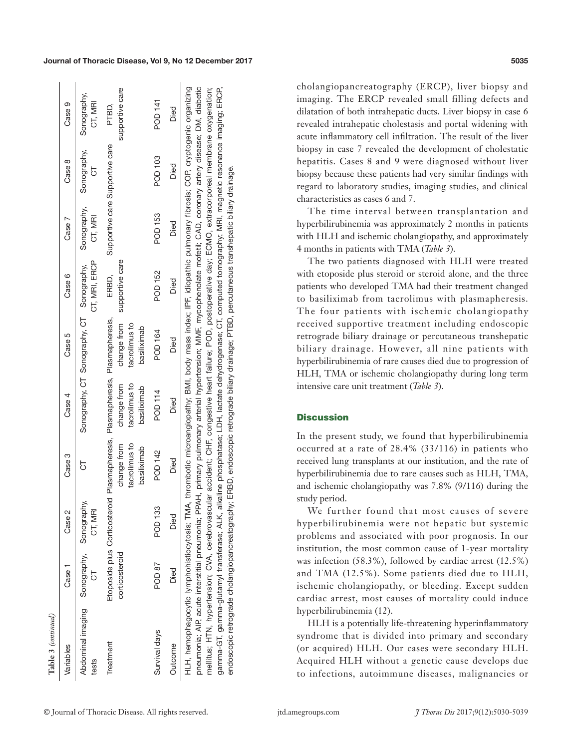**Table 3** (*continued*)

| Variables | Case 1 | Case 2 | Case 3 | Case 4 | Case 5 | Case 6 | Case 7 | Case 8 | Case 9 |
|---|---|---|---|---|---|---|---|---|---|
| Abdominal imaging tests | Sonography, CT | Sonography, CT, MRI | CT | Sonography, CT | Sonography, CT | Sonography, CT, MRI, ERCP | Sonography, CT, MRI | Sonography, CT | Sonography, CT, MRI |
| Treatment | Etoposide plus corticosteroid | Corticosteroid | Plasmapheresis, change from tacrolimus to basiliximab | Plasmapheresis, change from tacrolimus to basiliximab | Plasmapheresis, change from tacrolimus to basiliximab | ERBD, supportive care | Supportive care | Supportive care | PTBD, supportive care |
| Survival days | POD 87 | POD 133 | POD 142 | POD 114 | POD 164 | POD 152 | POD 153 | POD 103 | POD 141 |
| Outcome | Died | Died | Died | Died | Died | Died | Died | Died | Died |

HLH, hemophagocytic lymphohistiocytosis; TMA, thrombotic microangiopathy; BMI, body mass index; IPF, idiopathic pulmonary fibrosis; COP, cryptogenic organizing pneumonia; AIP, acute interstitial pneumonia; PPAH, primary pulmonary arterial hypertension; MMF, mycophenolate mofetil; CAD, coronary artery disease; DM, diabetic mellitus; HTN, hypertension; CVA, cerebrovascular accident; CHF, congestive heart failure; POD, postoperative day; ECMO, extracorporeal membrane oxygenation; gamma-GT, gamma-glutamyl transferase; ALK, alkaline phosphatase; LDH, lactate dehydrogenase; CT, computed tomography; MRI, magnetic resonance imaging; ERCP, endoscopic retrograde cholangiopancreatography; ERBD, endoscopic retrograde biliary drainage; PTBD, percutaneous transhepatic biliary drainage.

cholangiopancreatography (ERCP), liver biopsy and imaging. The ERCP revealed small filling defects and dilatation of both intrahepatic ducts. Liver biopsy in case 6 revealed intrahepatic cholestasis and portal widening with acute inflammatory cell infiltration. The result of the liver biopsy in case 7 revealed the development of cholestatic hepatitis. Cases 8 and 9 were diagnosed without liver biopsy because these patients had very similar findings with regard to laboratory studies, imaging studies, and clinical characteristics as cases 6 and 7.

The time interval between transplantation and hyperbilirubinemia was approximately 2 months in patients with HLH and ischemic cholangiopathy, and approximately 4 months in patients with TMA (*Table 3*).

The two patients diagnosed with HLH were treated with etoposide plus steroid or steroid alone, and the three patients who developed TMA had their treatment changed to basiliximab from tacrolimus with plasmapheresis. The four patients with ischemic cholangiopathy received supportive treatment including endoscopic retrograde biliary drainage or percutaneous transhepatic biliary drainage. However, all nine patients with hyperbilirubinemia of rare causes died due to progression of HLH, TMA or ischemic cholangiopathy during long term intensive care unit treatment (*Table 3*).

## Discussion

In the present study, we found that hyperbilirubinemia occurred at a rate of 28.4% (33/116) in patients who received lung transplants at our institution, and the rate of hyperbilirubinemia due to rare causes such as HLH, TMA, and ischemic cholangiopathy was 7.8% (9/116) during the study period.

We further found that most causes of severe hyperbilirubinemia were not hepatic but systemic problems and associated with poor prognosis. In our institution, the most common cause of 1-year mortality was infection (58.3%), followed by cardiac arrest (12.5%) and TMA (12.5%). Some patients died due to HLH, ischemic cholangiopathy, or bleeding. Except sudden cardiac arrest, most causes of mortality could induce hyperbilirubinemia (12).

HLH is a potentially life-threatening hyperinflammatory syndrome that is divided into primary and secondary (or acquired) HLH. Our cases were secondary HLH. Acquired HLH without a genetic cause develops due to infections, autoimmune diseases, malignancies or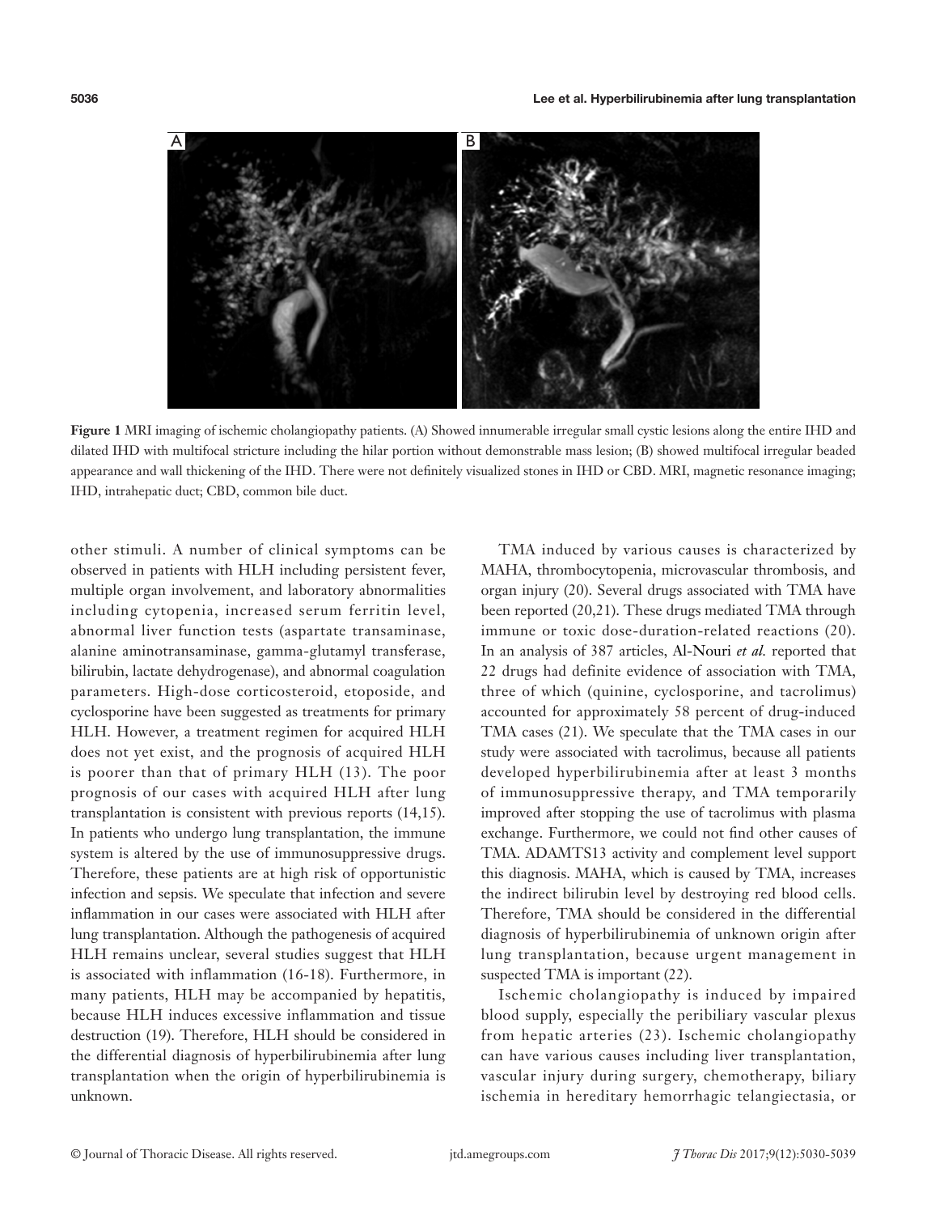**Figure 1** MRI imaging of ischemic cholangiopathy patients. (A) Showed innumerable irregular small cystic lesions along the entire IHD and dilated IHD with multifocal stricture including the hilar portion without demonstrable mass lesion; (B) showed multifocal irregular beaded appearance and wall thickening of the IHD. There were not definitely visualized stones in IHD or CBD. MRI, magnetic resonance imaging; IHD, intrahepatic duct; CBD, common bile duct.

other stimuli. A number of clinical symptoms can be observed in patients with HLH including persistent fever, multiple organ involvement, and laboratory abnormalities including cytopenia, increased serum ferritin level, abnormal liver function tests (aspartate transaminase, alanine aminotransaminase, gamma-glutamyl transferase, bilirubin, lactate dehydrogenase), and abnormal coagulation parameters. High-dose corticosteroid, etoposide, and cyclosporine have been suggested as treatments for primary HLH. However, a treatment regimen for acquired HLH does not yet exist, and the prognosis of acquired HLH is poorer than that of primary HLH (13). The poor prognosis of our cases with acquired HLH after lung transplantation is consistent with previous reports (14,15). In patients who undergo lung transplantation, the immune system is altered by the use of immunosuppressive drugs. Therefore, these patients are at high risk of opportunistic infection and sepsis. We speculate that infection and severe inflammation in our cases were associated with HLH after lung transplantation. Although the pathogenesis of acquired HLH remains unclear, several studies suggest that HLH is associated with inflammation (16-18). Furthermore, in many patients, HLH may be accompanied by hepatitis, because HLH induces excessive inflammation and tissue destruction (19). Therefore, HLH should be considered in the differential diagnosis of hyperbilirubinemia after lung transplantation when the origin of hyperbilirubinemia is unknown.

TMA induced by various causes is characterized by MAHA, thrombocytopenia, microvascular thrombosis, and organ injury (20). Several drugs associated with TMA have been reported (20,21). These drugs mediated TMA through immune or toxic dose-duration-related reactions (20). In an analysis of 387 articles, Al-Nouri *et al.* reported that 22 drugs had definite evidence of association with TMA, three of which (quinine, cyclosporine, and tacrolimus) accounted for approximately 58 percent of drug-induced TMA cases (21). We speculate that the TMA cases in our study were associated with tacrolimus, because all patients developed hyperbilirubinemia after at least 3 months of immunosuppressive therapy, and TMA temporarily improved after stopping the use of tacrolimus with plasma exchange. Furthermore, we could not find other causes of TMA. ADAMTS13 activity and complement level support this diagnosis. MAHA, which is caused by TMA, increases the indirect bilirubin level by destroying red blood cells. Therefore, TMA should be considered in the differential diagnosis of hyperbilirubinemia of unknown origin after lung transplantation, because urgent management in suspected TMA is important (22).

Ischemic cholangiopathy is induced by impaired blood supply, especially the peribiliary vascular plexus from hepatic arteries (23). Ischemic cholangiopathy can have various causes including liver transplantation, vascular injury during surgery, chemotherapy, biliary ischemia in hereditary hemorrhagic telangiectasia, or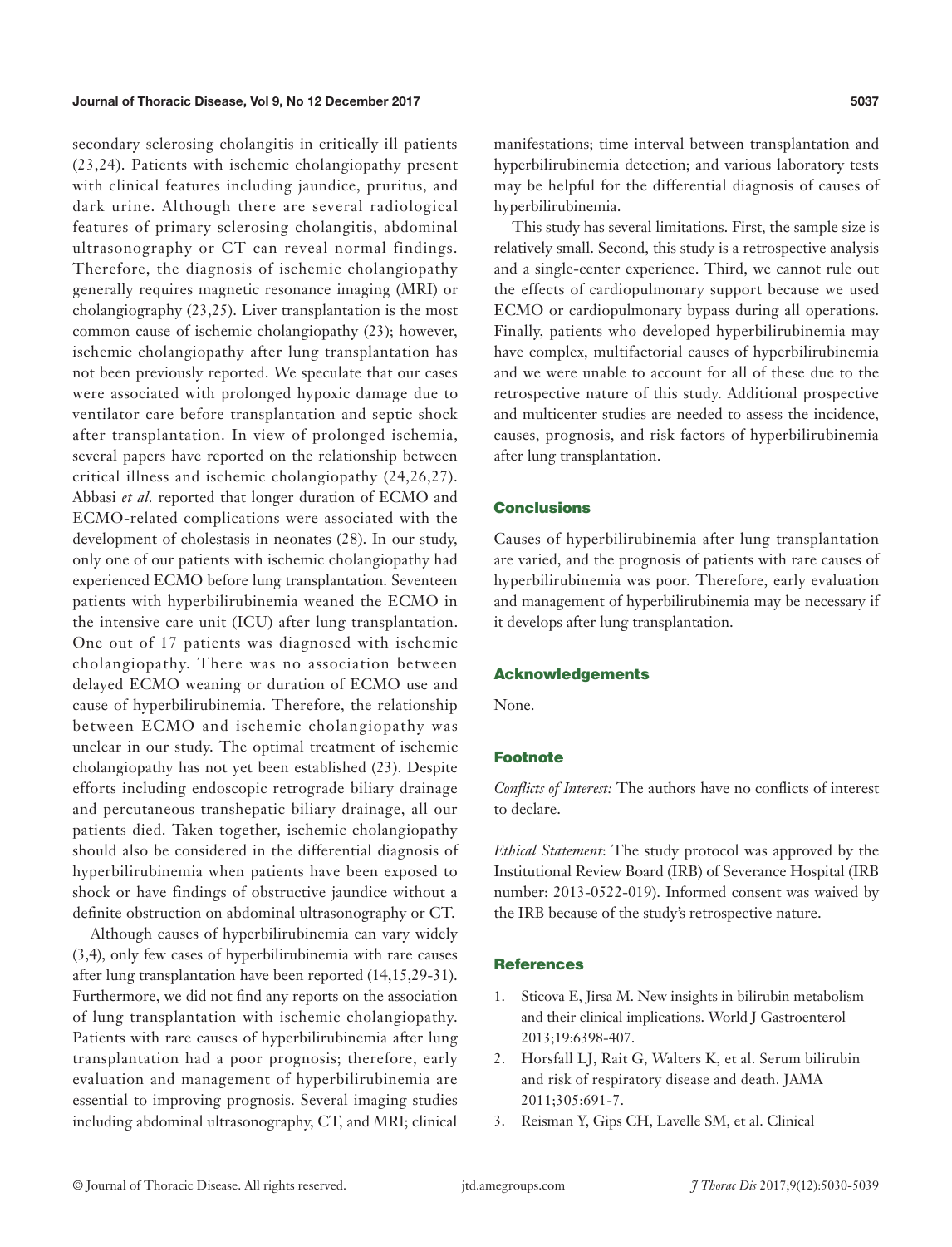secondary sclerosing cholangitis in critically ill patients (23,24). Patients with ischemic cholangiopathy present with clinical features including jaundice, pruritus, and dark urine. Although there are several radiological features of primary sclerosing cholangitis, abdominal ultrasonography or CT can reveal normal findings. Therefore, the diagnosis of ischemic cholangiopathy generally requires magnetic resonance imaging (MRI) or cholangiography (23,25). Liver transplantation is the most common cause of ischemic cholangiopathy (23); however, ischemic cholangiopathy after lung transplantation has not been previously reported. We speculate that our cases were associated with prolonged hypoxic damage due to ventilator care before transplantation and septic shock after transplantation. In view of prolonged ischemia, several papers have reported on the relationship between critical illness and ischemic cholangiopathy (24,26,27). Abbasi *et al.* reported that longer duration of ECMO and ECMO-related complications were associated with the development of cholestasis in neonates (28). In our study, only one of our patients with ischemic cholangiopathy had experienced ECMO before lung transplantation. Seventeen patients with hyperbilirubinemia weaned the ECMO in the intensive care unit (ICU) after lung transplantation. One out of 17 patients was diagnosed with ischemic cholangiopathy. There was no association between delayed ECMO weaning or duration of ECMO use and cause of hyperbilirubinemia. Therefore, the relationship between ECMO and ischemic cholangiopathy was unclear in our study. The optimal treatment of ischemic cholangiopathy has not yet been established (23). Despite efforts including endoscopic retrograde biliary drainage and percutaneous transhepatic biliary drainage, all our patients died. Taken together, ischemic cholangiopathy should also be considered in the differential diagnosis of hyperbilirubinemia when patients have been exposed to shock or have findings of obstructive jaundice without a definite obstruction on abdominal ultrasonography or CT.

Although causes of hyperbilirubinemia can vary widely (3,4), only few cases of hyperbilirubinemia with rare causes after lung transplantation have been reported (14,15,29-31). Furthermore, we did not find any reports on the association of lung transplantation with ischemic cholangiopathy. Patients with rare causes of hyperbilirubinemia after lung transplantation had a poor prognosis; therefore, early evaluation and management of hyperbilirubinemia are essential to improving prognosis. Several imaging studies including abdominal ultrasonography, CT, and MRI; clinical manifestations; time interval between transplantation and hyperbilirubinemia detection; and various laboratory tests may be helpful for the differential diagnosis of causes of hyperbilirubinemia.

This study has several limitations. First, the sample size is relatively small. Second, this study is a retrospective analysis and a single-center experience. Third, we cannot rule out the effects of cardiopulmonary support because we used ECMO or cardiopulmonary bypass during all operations. Finally, patients who developed hyperbilirubinemia may have complex, multifactorial causes of hyperbilirubinemia and we were unable to account for all of these due to the retrospective nature of this study. Additional prospective and multicenter studies are needed to assess the incidence, causes, prognosis, and risk factors of hyperbilirubinemia after lung transplantation.

## Conclusions

Causes of hyperbilirubinemia after lung transplantation are varied, and the prognosis of patients with rare causes of hyperbilirubinemia was poor. Therefore, early evaluation and management of hyperbilirubinemia may be necessary if it develops after lung transplantation.

## Acknowledgements

None.

## Footnote

*Conflicts of Interest:* The authors have no conflicts of interest to declare.

*Ethical Statement*: The study protocol was approved by the Institutional Review Board (IRB) of Severance Hospital (IRB number: 2013-0522-019). Informed consent was waived by the IRB because of the study's retrospective nature.

## References

1. Sticova E, Jirsa M. New insights in bilirubin metabolism and their clinical implications. World J Gastroenterol 2013;19:6398-407.
2. Horsfall LJ, Rait G, Walters K, et al. Serum bilirubin and risk of respiratory disease and death. JAMA 2011;305:691-7.
3. Reisman Y, Gips CH, Lavelle SM, et al. Clinical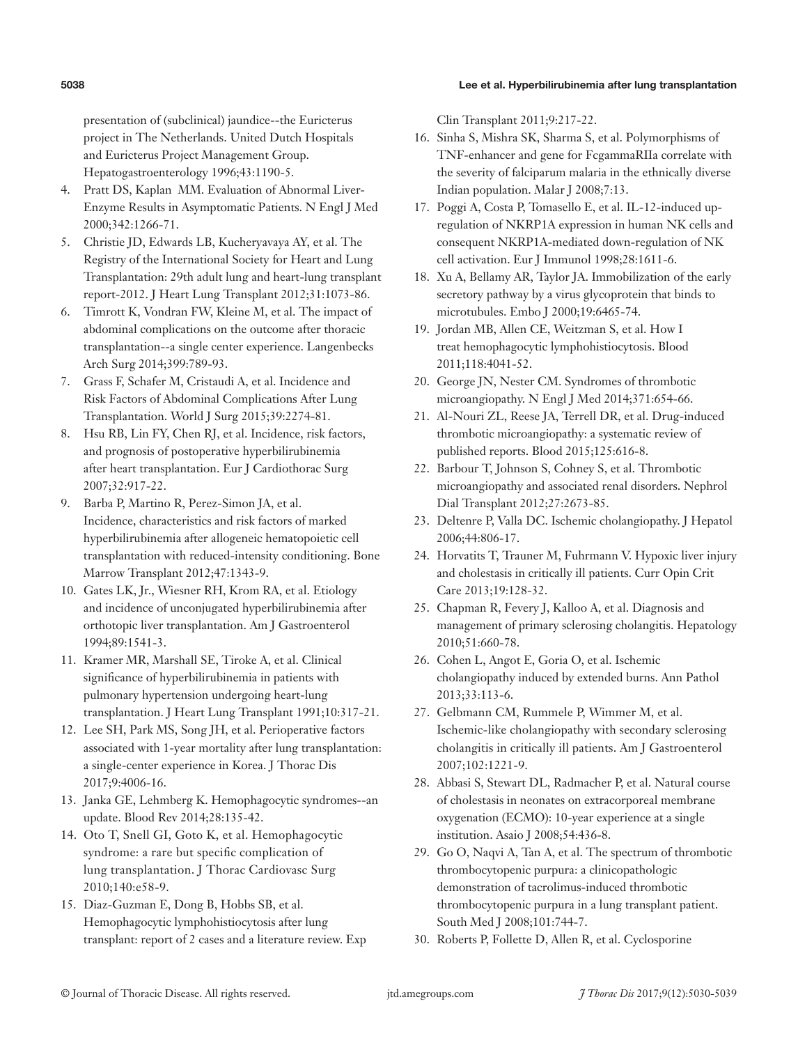presentation of (subclinical) jaundice--the Euricterus project in The Netherlands. United Dutch Hospitals and Euricterus Project Management Group. Hepatogastroenterology 1996;43:1190-5.

4. Pratt DS, Kaplan MM. Evaluation of Abnormal Liver-Enzyme Results in Asymptomatic Patients. N Engl J Med 2000;342:1266-71.
5. Christie JD, Edwards LB, Kucheryavaya AY, et al. The Registry of the International Society for Heart and Lung Transplantation: 29th adult lung and heart-lung transplant report-2012. J Heart Lung Transplant 2012;31:1073-86.
6. Timrott K, Vondran FW, Kleine M, et al. The impact of abdominal complications on the outcome after thoracic transplantation--a single center experience. Langenbecks Arch Surg 2014;399:789-93.
7. Grass F, Schafer M, Cristaudi A, et al. Incidence and Risk Factors of Abdominal Complications After Lung Transplantation. World J Surg 2015;39:2274-81.
8. Hsu RB, Lin FY, Chen RJ, et al. Incidence, risk factors, and prognosis of postoperative hyperbilirubinemia after heart transplantation. Eur J Cardiothorac Surg 2007;32:917-22.
9. Barba P, Martino R, Perez-Simon JA, et al. Incidence, characteristics and risk factors of marked hyperbilirubinemia after allogeneic hematopoietic cell transplantation with reduced-intensity conditioning. Bone Marrow Transplant 2012;47:1343-9.
10. Gates LK, Jr., Wiesner RH, Krom RA, et al. Etiology and incidence of unconjugated hyperbilirubinemia after orthotopic liver transplantation. Am J Gastroenterol 1994;89:1541-3.
11. Kramer MR, Marshall SE, Tiroke A, et al. Clinical significance of hyperbilirubinemia in patients with pulmonary hypertension undergoing heart-lung transplantation. J Heart Lung Transplant 1991;10:317-21.
12. Lee SH, Park MS, Song JH, et al. Perioperative factors associated with 1-year mortality after lung transplantation: a single-center experience in Korea. J Thorac Dis 2017;9:4006-16.
13. Janka GE, Lehmberg K. Hemophagocytic syndromes--an update. Blood Rev 2014;28:135-42.
14. Oto T, Snell GI, Goto K, et al. Hemophagocytic syndrome: a rare but specific complication of lung transplantation. J Thorac Cardiovasc Surg 2010;140:e58-9.
15. Diaz-Guzman E, Dong B, Hobbs SB, et al. Hemophagocytic lymphohistiocytosis after lung transplant: report of 2 cases and a literature review. Exp Clin Transplant 2011;9:217-22.
16. Sinha S, Mishra SK, Sharma S, et al. Polymorphisms of TNF-enhancer and gene for FcgammaRIIa correlate with the severity of falciparum malaria in the ethnically diverse Indian population. Malar J 2008;7:13.
17. Poggi A, Costa P, Tomasello E, et al. IL-12-induced up-regulation of NKRP1A expression in human NK cells and consequent NKRP1A-mediated down-regulation of NK cell activation. Eur J Immunol 1998;28:1611-6.
18. Xu A, Bellamy AR, Taylor JA. Immobilization of the early secretory pathway by a virus glycoprotein that binds to microtubules. Embo J 2000;19:6465-74.
19. Jordan MB, Allen CE, Weitzman S, et al. How I treat hemophagocytic lymphohistiocytosis. Blood 2011;118:4041-52.
20. George JN, Nester CM. Syndromes of thrombotic microangiopathy. N Engl J Med 2014;371:654-66.
21. Al-Nouri ZL, Reese JA, Terrell DR, et al. Drug-induced thrombotic microangiopathy: a systematic review of published reports. Blood 2015;125:616-8.
22. Barbour T, Johnson S, Cohney S, et al. Thrombotic microangiopathy and associated renal disorders. Nephrol Dial Transplant 2012;27:2673-85.
23. Deltenre P, Valla DC. Ischemic cholangiopathy. J Hepatol 2006;44:806-17.
24. Horvatits T, Trauner M, Fuhrmann V. Hypoxic liver injury and cholestasis in critically ill patients. Curr Opin Crit Care 2013;19:128-32.
25. Chapman R, Fevery J, Kalloo A, et al. Diagnosis and management of primary sclerosing cholangitis. Hepatology 2010;51:660-78.
26. Cohen L, Angot E, Goria O, et al. Ischemic cholangiopathy induced by extended burns. Ann Pathol 2013;33:113-6.
27. Gelbmann CM, Rummele P, Wimmer M, et al. Ischemic-like cholangiopathy with secondary sclerosing cholangitis in critically ill patients. Am J Gastroenterol 2007;102:1221-9.
28. Abbasi S, Stewart DL, Radmacher P, et al. Natural course of cholestasis in neonates on extracorporeal membrane oxygenation (ECMO): 10-year experience at a single institution. Asaio J 2008;54:436-8.
29. Go O, Naqvi A, Tan A, et al. The spectrum of thrombotic thrombocytopenic purpura: a clinicopathologic demonstration of tacrolimus-induced thrombotic thrombocytopenic purpura in a lung transplant patient. South Med J 2008;101:744-7.
30. Roberts P, Follette D, Allen R, et al. Cyclosporine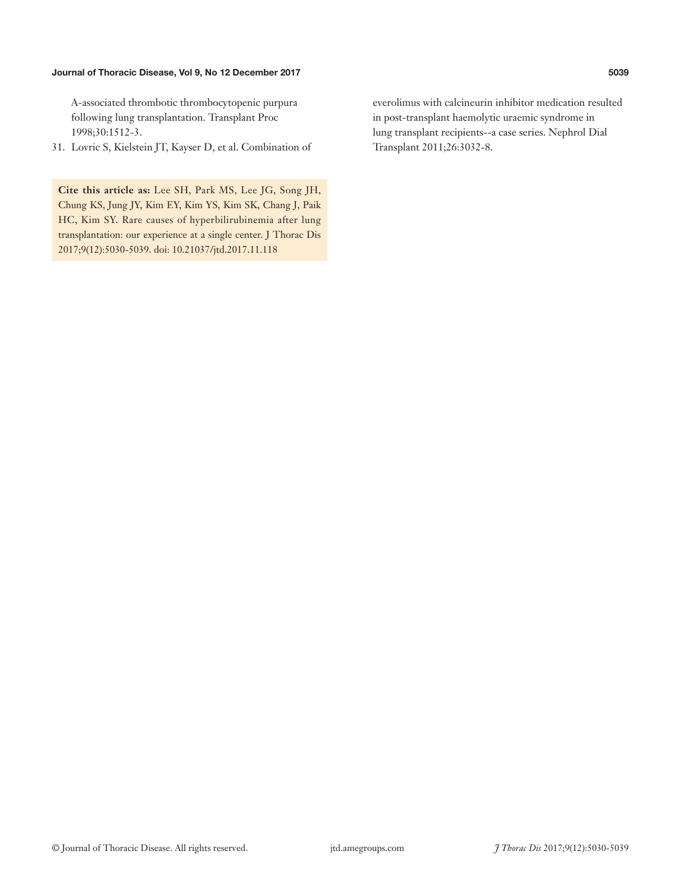A-associated thrombotic thrombocytopenic purpura following lung transplantation. Transplant Proc 1998;30:1512-3.

31. Lovric S, Kielstein JT, Kayser D, et al. Combination of everolimus with calcineurin inhibitor medication resulted in post-transplant haemolytic uraemic syndrome in lung transplant recipients--a case series. Nephrol Dial Transplant 2011;26:3032-8.

**Cite this article as:** Lee SH, Park MS, Lee JG, Song JH, Chung KS, Jung JY, Kim EY, Kim YS, Kim SK, Chang J, Paik HC, Kim SY. Rare causes of hyperbilirubinemia after lung transplantation: our experience at a single center. J Thorac Dis 2017;9(12):5030-5039. doi: 10.21037/jtd.2017.11.118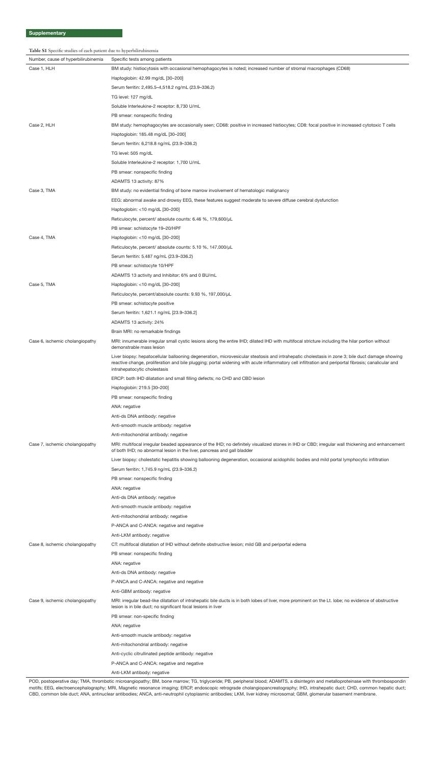**Supplementary**

**Table S1** Specific studies of each patient due to hyperbilirubinemia

| Number, cause of hyperbilirubinemia | Specific tests among patients |
|---|---|
| Case 1, HLH | BM study: histiocytosis with occasional hemophagocytes is noted; increased number of stromal macrophages (CD68) |
| | Haptoglobin: 42.99 mg/dL [30–200] |
| | Serum ferritin: 2,495.5–4,518.2 ng/mL (23.9–336.2) |
| | TG level: 127 mg/dL |
| | Soluble Interleukine-2 receptor: 8,730 U/mL |
| | PB smear: nonspecific finding |
| Case 2, HLH | BM study: hemophagocytes are occasionally seen; CD68: positive in increased histiocytes; CD8: focal positive in increased cytotoxic T cells |
| | Haptoglobin: 185.48 mg/dL [30–200] |
| | Serum ferritin: 6,218.8 ng/mL (23.9–336.2) |
| | TG level: 505 mg/dL |
| | Soluble Interleukine-2 receptor: 1,700 U/mL |
| | PB smear: nonspecific finding |
| | ADAMTS 13 activity: 87% |
| Case 3, TMA | BM study: no evidential finding of bone marrow involvement of hematologic malignancy |
| | EEG: abnormal awake and drowsy EEG, these features suggest moderate to severe diffuse cerebral dysfunction |
| | Haptoglobin: <10 mg/dL [30–200] |
| | Reticulocyte, percent/ absolute counts: 6.46 %, 179,600/μL |
| | PB smear: schistocyte 19–20/HPF |
| Case 4, TMA | Haptoglobin: <10 mg/dL [30–200] |
| | Reticulocyte, percent/ absolute counts: 5.10 %, 147,000/μL |
| | Serum ferritin: 5,487 ng/mL (23.9–336.2) |
| | PB smear: schistocyte 10/HPF |
| | ADAMTS 13 activity and Inhibitor: 6% and 0 BU/mL |
| Case 5, TMA | Haptoglobin: <10 mg/dL [30–200] |
| | Reticulocyte, percent/absolute counts: 9.93 %, 197,000/μL |
| | PB smear: schistocyte positive |
| | Serum ferritin: 1,621.1 ng/mL [23.9–336.2] |
| | ADAMTS 13 activity: 24% |
| | Brain MRI: no remarkable findings |
| Case 6, ischemic cholangiopathy | MRI: innumerable irregular small cystic lesions along the entire IHD; dilated IHD with multifocal stricture including the hilar portion without demonstrable mass lesion |
| | Liver biopsy: hepatocellular ballooning degeneration, microvesicular steatosis and intrahepatic cholestasis in zone 3; bile duct damage showing reactive change, proliferation and bile plugging; portal widening with acute inflammatory cell infiltration and periportal fibrosis; canalicular and intrahepatocytic cholestasis |
| | ERCP: both IHD dilatation and small filling defects; no CHD and CBD lesion |
| | Haptoglobin: 219.5 [30–200] |
| | PB smear: nonspecific finding |
| | ANA: negative |
| | Anti-ds DNA antibody: negative |
| | Anti-smooth muscle antibody: negative |
| | Anti-mitochondrial antibody: negative |
| Case 7, ischemic cholangiopathy | MRI: multifocal irregular beaded appearance of the IHD; no definitely visualized stones in IHD or CBD; irregular wall thickening and enhancement of both IHD; no abnormal lesion in the liver, pancreas and gall bladder |
| | Liver biopsy: cholestatic hepatitis showing ballooning degeneration, occasional acidophilic bodies and mild portal lymphocytic infiltration |
| | Serum ferritin: 1,745.9 ng/mL (23.9–336.2) |
| | PB smear: nonspecific finding |
| | ANA: negative |
| | Anti-ds DNA antibody: negative |
| | Anti-smooth muscle antibody: negative |
| | Anti-mitochondrial antibody: negative |
| | P-ANCA and C-ANCA: negative and negative |
| | Anti-LKM antibody: negative |
| Case 8, ischemic cholangiopathy | CT: multifocal dilatation of IHD without definite obstructive lesion; mild GB and periportal edema |
| | PB smear: nonspecific finding |
| | ANA: negative |
| | Anti-ds DNA antibody: negative |
| | P-ANCA and C-ANCA: negative and negative |
| | Anti-GBM antibody: negative |
| Case 9, ischemic cholangiopathy | MRI: irregular bead-like dilatation of intrahepatic bile ducts is in both lobes of liver, more prominent on the Lt. lobe; no evidence of obstructive lesion is in bile duct; no significant focal lesions in liver |
| | PB smear: non-specific finding |
| | ANA: negative |
| | Anti-smooth muscle antibody: negative |
| | Anti-mitochondrial antibody: negative |
| | Anti-cyclic citrullinated peptide antibody: negative |
| | P-ANCA and C-ANCA: negative and negative |
| | Anti-LKM antibody: negative |

POD, postoperative day; TMA, thrombotic microangiopathy; BM, bone marrow; TG, triglyceride; PB, peripheral blood; ADAMTS, a disintegrin and metalloproteinase with thrombospondin motifs; EEG, electroencephalography; MRI, Magnetic resonance imaging; ERCP, endoscopic retrograde cholangiopancreatography; IHD, intrahepatic duct; CHD, common hepatic duct; CBD, common bile duct; ANA, antinuclear antibodies; ANCA, anti-neutrophil cytoplasmic antibodies; LKM, liver kidney microsomal; GBM, glomerular basement membrane.